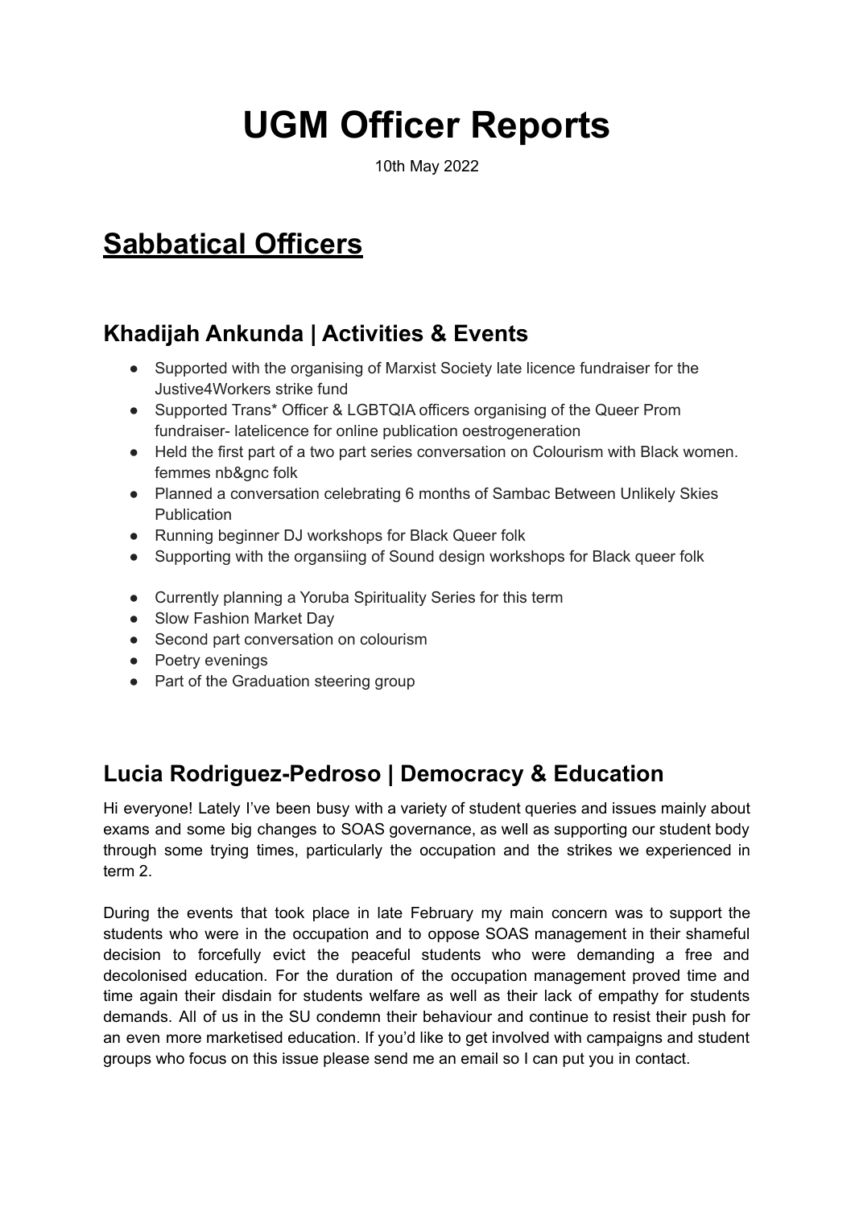# UGM Officer Reports

10th May 2022

## <u>Sabbatical Officers</u>

### Khadijah Ankunda | Activities & Events

- Supported with the organising of Marxist Society late licence fundraiser for the Justive4Workers strike fund
- Supported Trans* Officer & LGBTQIA officers organising of the Queer Prom fundraiser- latelicence for online publication oestrogeneration
- Held the first part of a two part series conversation on Colourism with Black women. femmes nb&gnc folk
- Planned a conversation celebrating 6 months of Sambac Between Unlikely Skies Publication
- Running beginner DJ workshops for Black Queer folk
- Supporting with the organsiing of Sound design workshops for Black queer folk

- Currently planning a Yoruba Spirituality Series for this term
- Slow Fashion Market Day
- Second part conversation on colourism
- Poetry evenings
- Part of the Graduation steering group

### Lucia Rodriguez-Pedroso | Democracy & Education

Hi everyone! Lately I've been busy with a variety of student queries and issues mainly about exams and some big changes to SOAS governance, as well as supporting our student body through some trying times, particularly the occupation and the strikes we experienced in term 2.

During the events that took place in late February my main concern was to support the students who were in the occupation and to oppose SOAS management in their shameful decision to forcefully evict the peaceful students who were demanding a free and decolonised education. For the duration of the occupation management proved time and time again their disdain for students welfare as well as their lack of empathy for students demands. All of us in the SU condemn their behaviour and continue to resist their push for an even more marketised education. If you'd like to get involved with campaigns and student groups who focus on this issue please send me an email so I can put you in contact.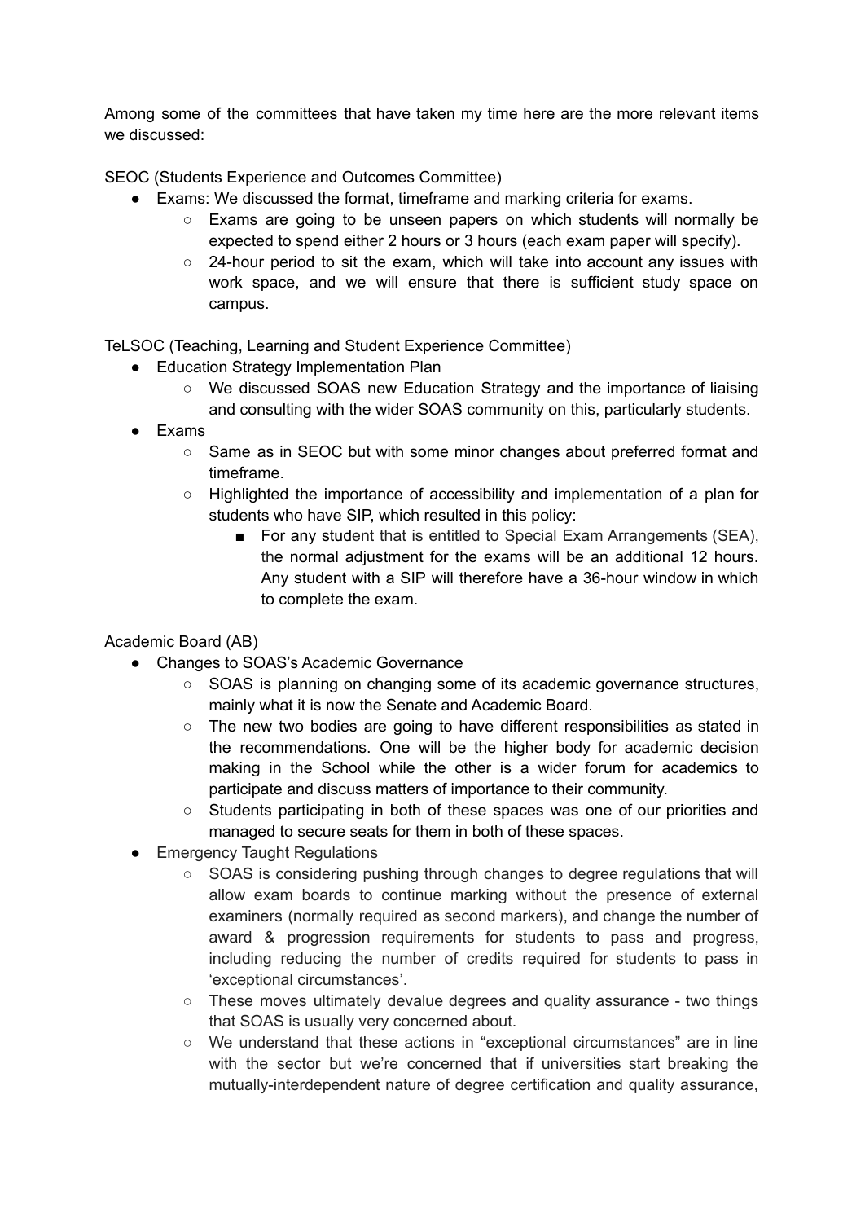Among some of the committees that have taken my time here are the more relevant items we discussed:

SEOC (Students Experience and Outcomes Committee)

- Exams: We discussed the format, timeframe and marking criteria for exams.
  - Exams are going to be unseen papers on which students will normally be expected to spend either 2 hours or 3 hours (each exam paper will specify).
  - 24-hour period to sit the exam, which will take into account any issues with work space, and we will ensure that there is sufficient study space on campus.

TeLSOC (Teaching, Learning and Student Experience Committee)

- Education Strategy Implementation Plan
  - We discussed SOAS new Education Strategy and the importance of liaising and consulting with the wider SOAS community on this, particularly students.
- Exams
  - Same as in SEOC but with some minor changes about preferred format and timeframe.
  - Highlighted the importance of accessibility and implementation of a plan for students who have SIP, which resulted in this policy:
    - For any student that is entitled to Special Exam Arrangements (SEA), the normal adjustment for the exams will be an additional 12 hours. Any student with a SIP will therefore have a 36-hour window in which to complete the exam.

Academic Board (AB)

- Changes to SOAS's Academic Governance
  - SOAS is planning on changing some of its academic governance structures, mainly what it is now the Senate and Academic Board.
  - The new two bodies are going to have different responsibilities as stated in the recommendations. One will be the higher body for academic decision making in the School while the other is a wider forum for academics to participate and discuss matters of importance to their community.
  - Students participating in both of these spaces was one of our priorities and managed to secure seats for them in both of these spaces.
- Emergency Taught Regulations
  - SOAS is considering pushing through changes to degree regulations that will allow exam boards to continue marking without the presence of external examiners (normally required as second markers), and change the number of award & progression requirements for students to pass and progress, including reducing the number of credits required for students to pass in 'exceptional circumstances'.
  - These moves ultimately devalue degrees and quality assurance - two things that SOAS is usually very concerned about.
  - We understand that these actions in "exceptional circumstances" are in line with the sector but we're concerned that if universities start breaking the mutually-interdependent nature of degree certification and quality assurance,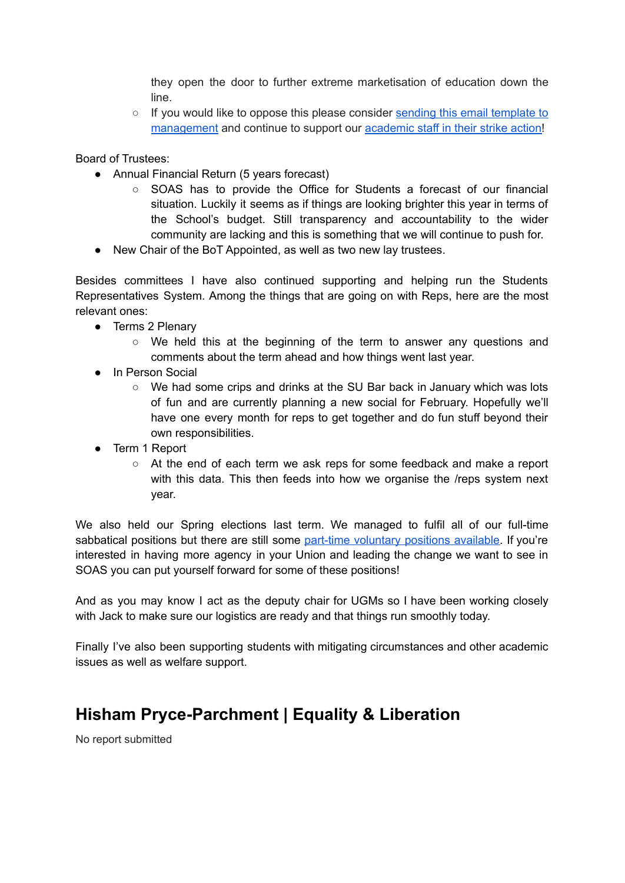- they open the door to further extreme marketisation of education down the line.
  - If you would like to oppose this please consider sending this email template to management and continue to support our academic staff in their strike action!

Board of Trustees:

- Annual Financial Return (5 years forecast)
  - SOAS has to provide the Office for Students a forecast of our financial situation. Luckily it seems as if things are looking brighter this year in terms of the School's budget. Still transparency and accountability to the wider community are lacking and this is something that we will continue to push for.
- New Chair of the BoT Appointed, as well as two new lay trustees.

Besides committees I have also continued supporting and helping run the Students Representatives System. Among the things that are going on with Reps, here are the most relevant ones:

- Terms 2 Plenary
  - We held this at the beginning of the term to answer any questions and comments about the term ahead and how things went last year.
- In Person Social
  - We had some crips and drinks at the SU Bar back in January which was lots of fun and are currently planning a new social for February. Hopefully we'll have one every month for reps to get together and do fun stuff beyond their own responsibilities.
- Term 1 Report
  - At the end of each term we ask reps for some feedback and make a report with this data. This then feeds into how we organise the /reps system next year.

We also held our Spring elections last term. We managed to fulfil all of our full-time sabbatical positions but there are still some part-time voluntary positions available. If you're interested in having more agency in your Union and leading the change we want to see in SOAS you can put yourself forward for some of these positions!

And as you may know I act as the deputy chair for UGMs so I have been working closely with Jack to make sure our logistics are ready and that things run smoothly today.

Finally I've also been supporting students with mitigating circumstances and other academic issues as well as welfare support.

## Hisham Pryce-Parchment | Equality & Liberation

No report submitted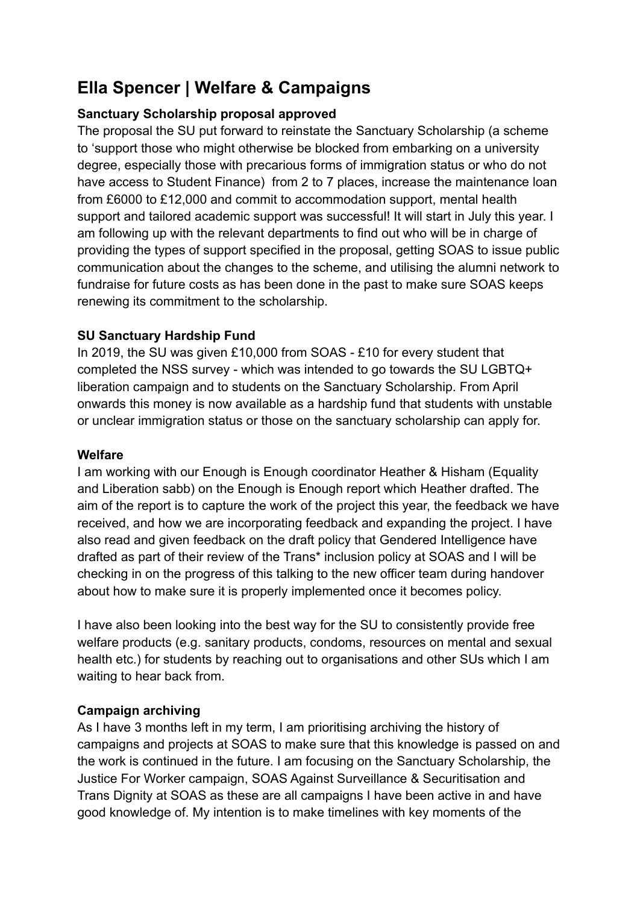## Ella Spencer | Welfare & Campaigns

**Sanctuary Scholarship proposal approved**

The proposal the SU put forward to reinstate the Sanctuary Scholarship (a scheme to 'support those who might otherwise be blocked from embarking on a university degree, especially those with precarious forms of immigration status or who do not have access to Student Finance) from 2 to 7 places, increase the maintenance loan from £6000 to £12,000 and commit to accommodation support, mental health support and tailored academic support was successful! It will start in July this year. I am following up with the relevant departments to find out who will be in charge of providing the types of support specified in the proposal, getting SOAS to issue public communication about the changes to the scheme, and utilising the alumni network to fundraise for future costs as has been done in the past to make sure SOAS keeps renewing its commitment to the scholarship.

**SU Sanctuary Hardship Fund**

In 2019, the SU was given £10,000 from SOAS - £10 for every student that completed the NSS survey - which was intended to go towards the SU LGBTQ+ liberation campaign and to students on the Sanctuary Scholarship. From April onwards this money is now available as a hardship fund that students with unstable or unclear immigration status or those on the sanctuary scholarship can apply for.

**Welfare**

I am working with our Enough is Enough coordinator Heather & Hisham (Equality and Liberation sabb) on the Enough is Enough report which Heather drafted. The aim of the report is to capture the work of the project this year, the feedback we have received, and how we are incorporating feedback and expanding the project. I have also read and given feedback on the draft policy that Gendered Intelligence have drafted as part of their review of the Trans* inclusion policy at SOAS and I will be checking in on the progress of this talking to the new officer team during handover about how to make sure it is properly implemented once it becomes policy.

I have also been looking into the best way for the SU to consistently provide free welfare products (e.g. sanitary products, condoms, resources on mental and sexual health etc.) for students by reaching out to organisations and other SUs which I am waiting to hear back from.

**Campaign archiving**

As I have 3 months left in my term, I am prioritising archiving the history of campaigns and projects at SOAS to make sure that this knowledge is passed on and the work is continued in the future. I am focusing on the Sanctuary Scholarship, the Justice For Worker campaign, SOAS Against Surveillance & Securitisation and Trans Dignity at SOAS as these are all campaigns I have been active in and have good knowledge of. My intention is to make timelines with key moments of the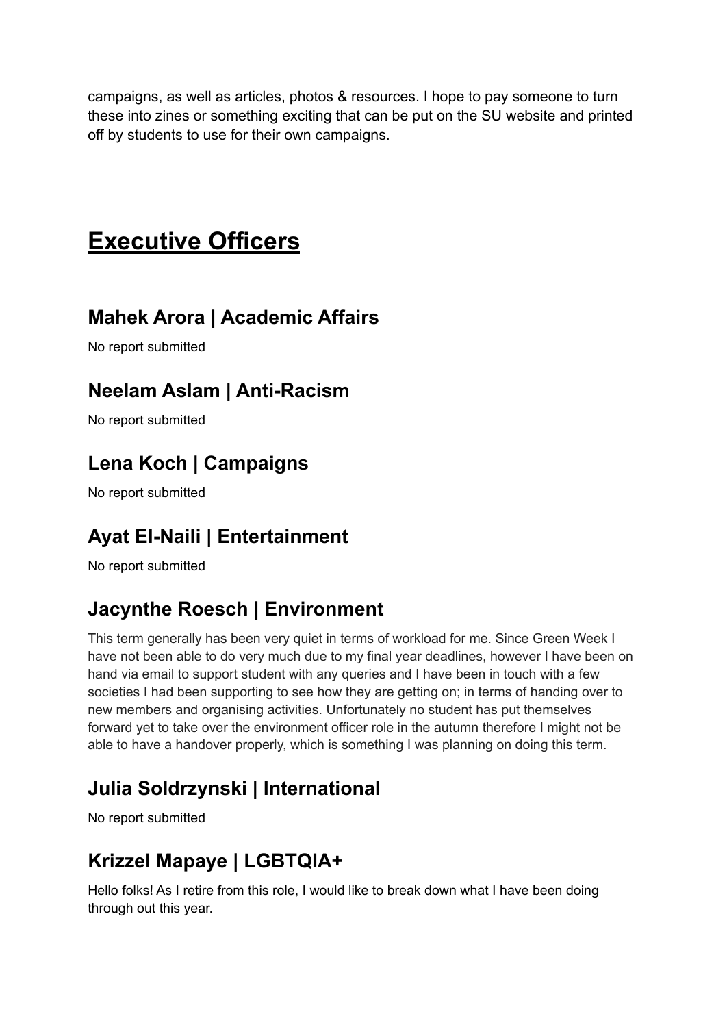campaigns, as well as articles, photos & resources. I hope to pay someone to turn these into zines or something exciting that can be put on the SU website and printed off by students to use for their own campaigns.

# Executive Officers

## Mahek Arora | Academic Affairs

No report submitted

## Neelam Aslam | Anti-Racism

No report submitted

## Lena Koch | Campaigns

No report submitted

## Ayat El-Naili | Entertainment

No report submitted

## Jacynthe Roesch | Environment

This term generally has been very quiet in terms of workload for me. Since Green Week I have not been able to do very much due to my final year deadlines, however I have been on hand via email to support student with any queries and I have been in touch with a few societies I had been supporting to see how they are getting on; in terms of handing over to new members and organising activities. Unfortunately no student has put themselves forward yet to take over the environment officer role in the autumn therefore I might not be able to have a handover properly, which is something I was planning on doing this term.

## Julia Soldrzynski | International

No report submitted

## Krizzel Mapaye | LGBTQIA+

Hello folks! As I retire from this role, I would like to break down what I have been doing through out this year.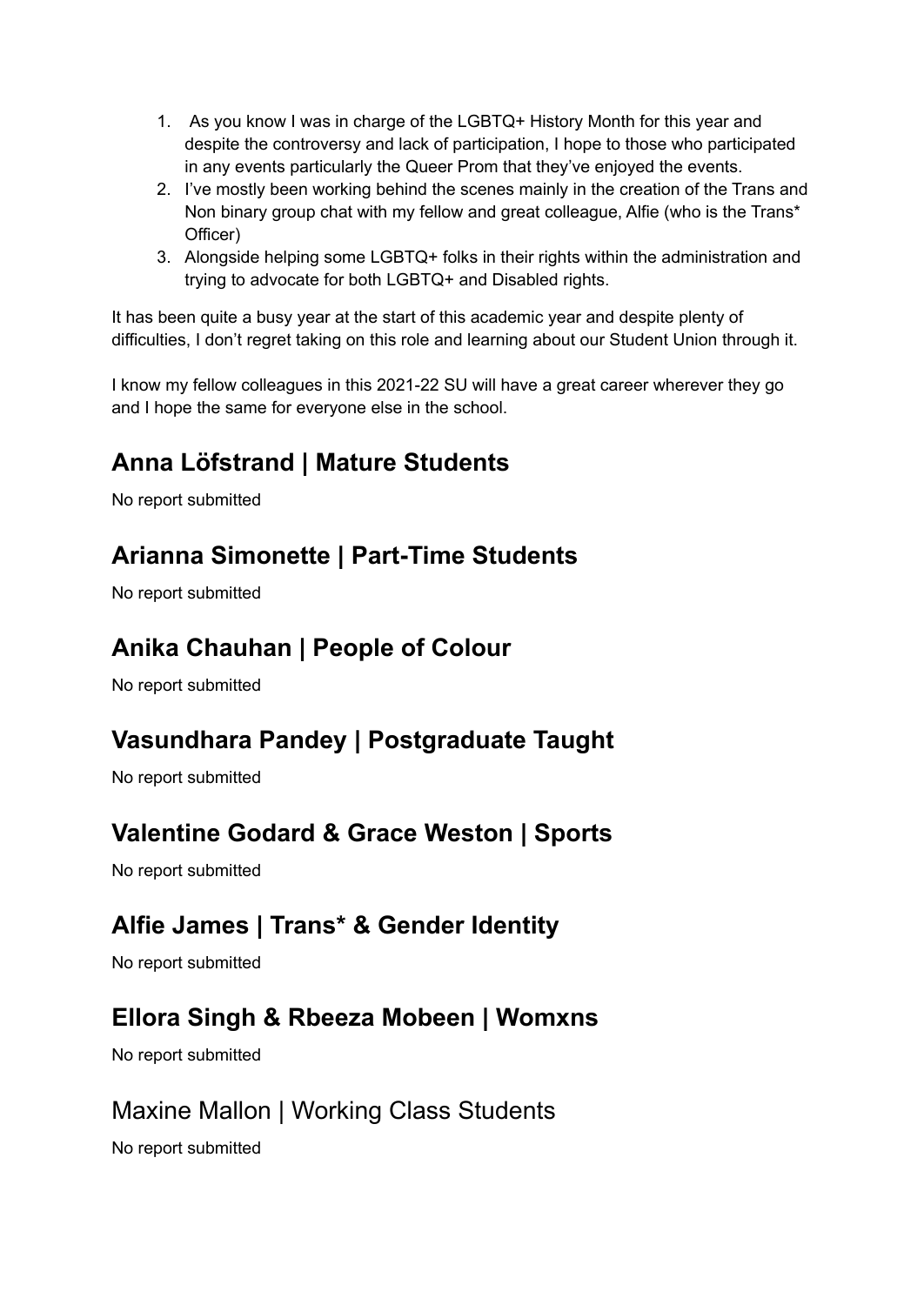1. As you know I was in charge of the LGBTQ+ History Month for this year and despite the controversy and lack of participation, I hope to those who participated in any events particularly the Queer Prom that they've enjoyed the events.
2. I've mostly been working behind the scenes mainly in the creation of the Trans and Non binary group chat with my fellow and great colleague, Alfie (who is the Trans* Officer)
3. Alongside helping some LGBTQ+ folks in their rights within the administration and trying to advocate for both LGBTQ+ and Disabled rights.

It has been quite a busy year at the start of this academic year and despite plenty of difficulties, I don't regret taking on this role and learning about our Student Union through it.

I know my fellow colleagues in this 2021-22 SU will have a great career wherever they go and I hope the same for everyone else in the school.

## Anna Löfstrand | Mature Students

No report submitted

## Arianna Simonette | Part-Time Students

No report submitted

## Anika Chauhan | People of Colour

No report submitted

## Vasundhara Pandey | Postgraduate Taught

No report submitted

## Valentine Godard & Grace Weston | Sports

No report submitted

## Alfie James | Trans* & Gender Identity

No report submitted

## Ellora Singh & Rbeeza Mobeen | Womxns

No report submitted

## Maxine Mallon | Working Class Students

No report submitted